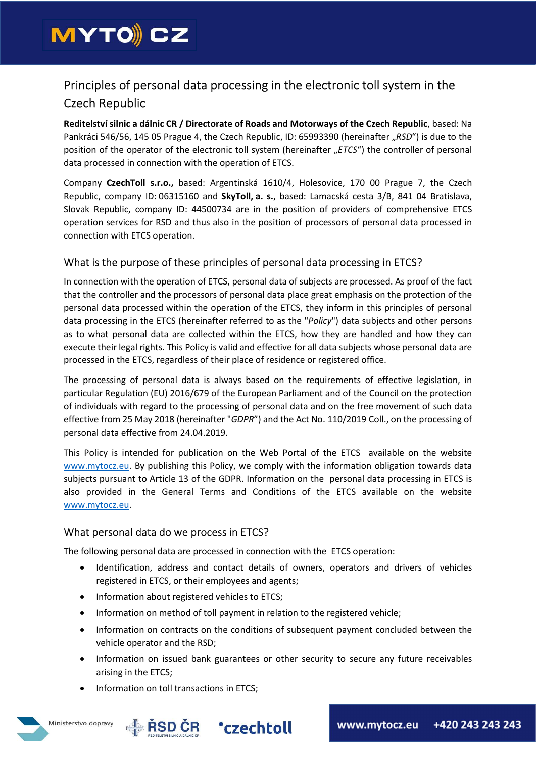# Principles of personal data processing in the electronic toll system in the Czech Republic

**Reditelství silnic a dálnic CR / Directorate of Roads and Motorways of the Czech Republic**, based: Na Pankráci 546/56, 145 05 Prague 4, the Czech Republic, ID: 65993390 (hereinafter „*RSD*") is due to the position of the operator of the electronic toll system (hereinafter „*ETCS*") the controller of personal data processed in connection with the operation of ETCS.

Company **CzechToll s.r.o.,** based: Argentinská 1610/4, Holesovice, 170 00 Prague 7, the Czech Republic, company ID: 06315160 and **SkyToll, a. s.**, based: Lamacská cesta 3/B, 841 04 Bratislava, Slovak Republic, company ID: 44500734 are in the position of providers of comprehensive ETCS operation services for RSD and thus also in the position of processors of personal data processed in connection with ETCS operation.

## What is the purpose of these principles of personal data processing in ETCS?

In connection with the operation of ETCS, personal data of subjects are processed. As proof of the fact that the controller and the processors of personal data place great emphasis on the protection of the personal data processed within the operation of the ETCS, they inform in this principles of personal data processing in the ETCS (hereinafter referred to as the "*Policy*") data subjects and other persons as to what personal data are collected within the ETCS, how they are handled and how they can execute their legal rights. This Policy is valid and effective for all data subjects whose personal data are processed in the ETCS, regardless of their place of residence or registered office.

The processing of personal data is always based on the requirements of effective legislation, in particular Regulation (EU) 2016/679 of the European Parliament and of the Council on the protection of individuals with regard to the processing of personal data and on the free movement of such data effective from 25 May 2018 (hereinafter "*GDPR*") and the Act No. 110/2019 Coll., on the processing of personal data effective from 24.04.2019.

This Policy is intended for publication on the Web Portal of the ETCS available on the website www.mytocz.eu. By publishing this Policy, we comply with the information obligation towards data subjects pursuant to Article 13 of the GDPR. Information on the personal data processing in ETCS is also provided in the General Terms and Conditions of the ETCS available on the website www.mytocz.eu.

## What personal data do we process in ETCS?

The following personal data are processed in connection with the ETCS operation:

- Identification, address and contact details of owners, operators and drivers of vehicles registered in ETCS, or their employees and agents;
- Information about registered vehicles to ETCS;
- Information on method of toll payment in relation to the registered vehicle;
- Information on contracts on the conditions of subsequent payment concluded between the vehicle operator and the RSD;
- Information on issued bank guarantees or other security to secure any future receivables arising in the ETCS;
- Information on toll transactions in ETCS;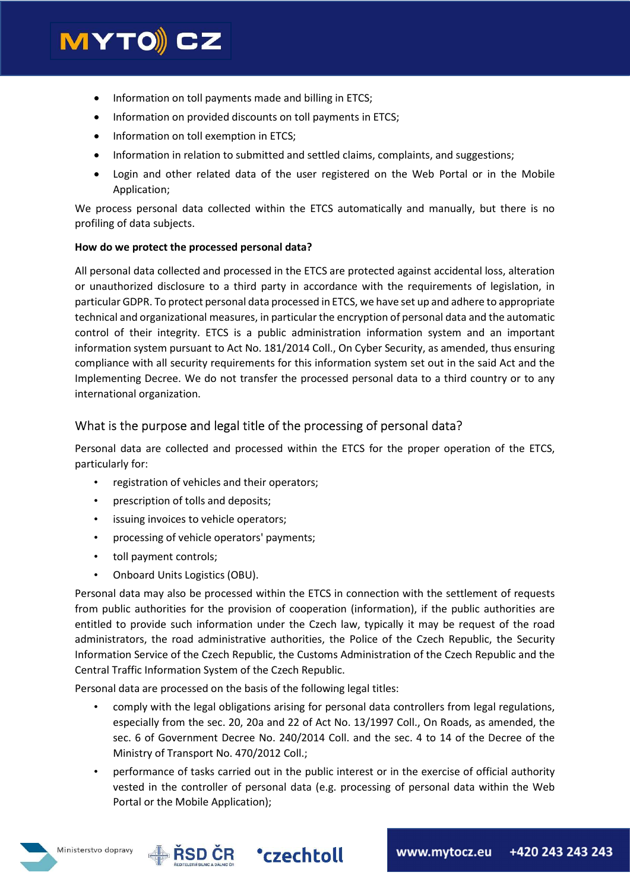- Information on toll payments made and billing in ETCS;
- Information on provided discounts on toll payments in ETCS;
- Information on toll exemption in ETCS;
- Information in relation to submitted and settled claims, complaints, and suggestions;
- Login and other related data of the user registered on the Web Portal or in the Mobile Application;

We process personal data collected within the ETCS automatically and manually, but there is no profiling of data subjects.

**How do we protect the processed personal data?**

All personal data collected and processed in the ETCS are protected against accidental loss, alteration or unauthorized disclosure to a third party in accordance with the requirements of legislation, in particular GDPR. To protect personal data processed in ETCS, we have set up and adhere to appropriate technical and organizational measures, in particular the encryption of personal data and the automatic control of their integrity. ETCS is a public administration information system and an important information system pursuant to Act No. 181/2014 Coll., On Cyber Security, as amended, thus ensuring compliance with all security requirements for this information system set out in the said Act and the Implementing Decree. We do not transfer the processed personal data to a third country or to any international organization.

## What is the purpose and legal title of the processing of personal data?

Personal data are collected and processed within the ETCS for the proper operation of the ETCS, particularly for:

- registration of vehicles and their operators;
- prescription of tolls and deposits;
- issuing invoices to vehicle operators;
- processing of vehicle operators' payments;
- toll payment controls;
- Onboard Units Logistics (OBU).

Personal data may also be processed within the ETCS in connection with the settlement of requests from public authorities for the provision of cooperation (information), if the public authorities are entitled to provide such information under the Czech law, typically it may be request of the road administrators, the road administrative authorities, the Police of the Czech Republic, the Security Information Service of the Czech Republic, the Customs Administration of the Czech Republic and the Central Traffic Information System of the Czech Republic.

Personal data are processed on the basis of the following legal titles:

- comply with the legal obligations arising for personal data controllers from legal regulations, especially from the sec. 20, 20a and 22 of Act No. 13/1997 Coll., On Roads, as amended, the sec. 6 of Government Decree No. 240/2014 Coll. and the sec. 4 to 14 of the Decree of the Ministry of Transport No. 470/2012 Coll.;
- performance of tasks carried out in the public interest or in the exercise of official authority vested in the controller of personal data (e.g. processing of personal data within the Web Portal or the Mobile Application);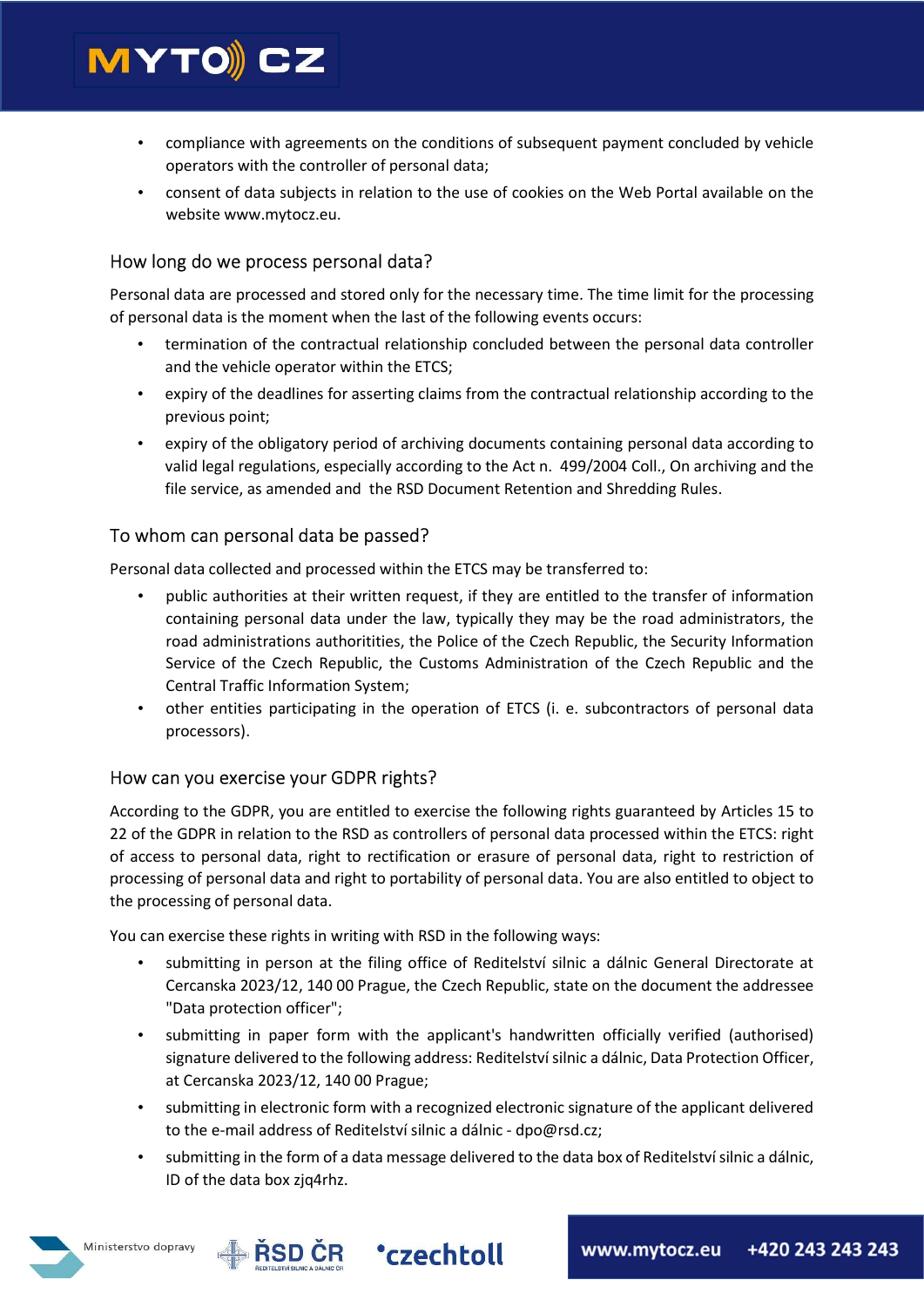- compliance with agreements on the conditions of subsequent payment concluded by vehicle operators with the controller of personal data;
- consent of data subjects in relation to the use of cookies on the Web Portal available on the website www.mytocz.eu.

## How long do we process personal data?

Personal data are processed and stored only for the necessary time. The time limit for the processing of personal data is the moment when the last of the following events occurs:

- termination of the contractual relationship concluded between the personal data controller and the vehicle operator within the ETCS;
- expiry of the deadlines for asserting claims from the contractual relationship according to the previous point;
- expiry of the obligatory period of archiving documents containing personal data according to valid legal regulations, especially according to the Act n. 499/2004 Coll., On archiving and the file service, as amended and the RSD Document Retention and Shredding Rules.

## To whom can personal data be passed?

Personal data collected and processed within the ETCS may be transferred to:

- public authorities at their written request, if they are entitled to the transfer of information containing personal data under the law, typically they may be the road administrators, the road administrations authoritities, the Police of the Czech Republic, the Security Information Service of the Czech Republic, the Customs Administration of the Czech Republic and the Central Traffic Information System;
- other entities participating in the operation of ETCS (i. e. subcontractors of personal data processors).

## How can you exercise your GDPR rights?

According to the GDPR, you are entitled to exercise the following rights guaranteed by Articles 15 to 22 of the GDPR in relation to the RSD as controllers of personal data processed within the ETCS: right of access to personal data, right to rectification or erasure of personal data, right to restriction of processing of personal data and right to portability of personal data. You are also entitled to object to the processing of personal data.

You can exercise these rights in writing with RSD in the following ways:

- submitting in person at the filing office of Ředitelství silnic a dálnic General Directorate at Cercanska 2023/12, 140 00 Prague, the Czech Republic, state on the document the addressee "Data protection officer";
- submitting in paper form with the applicant's handwritten officially verified (authorised) signature delivered to the following address: Ředitelství silnic a dálnic, Data Protection Officer, at Cercanska 2023/12, 140 00 Prague;
- submitting in electronic form with a recognized electronic signature of the applicant delivered to the e-mail address of Ředitelství silnic a dálnic - dpo@rsd.cz;
- submitting in the form of a data message delivered to the data box of Ředitelství silnic a dálnic, ID of the data box zjq4rhz.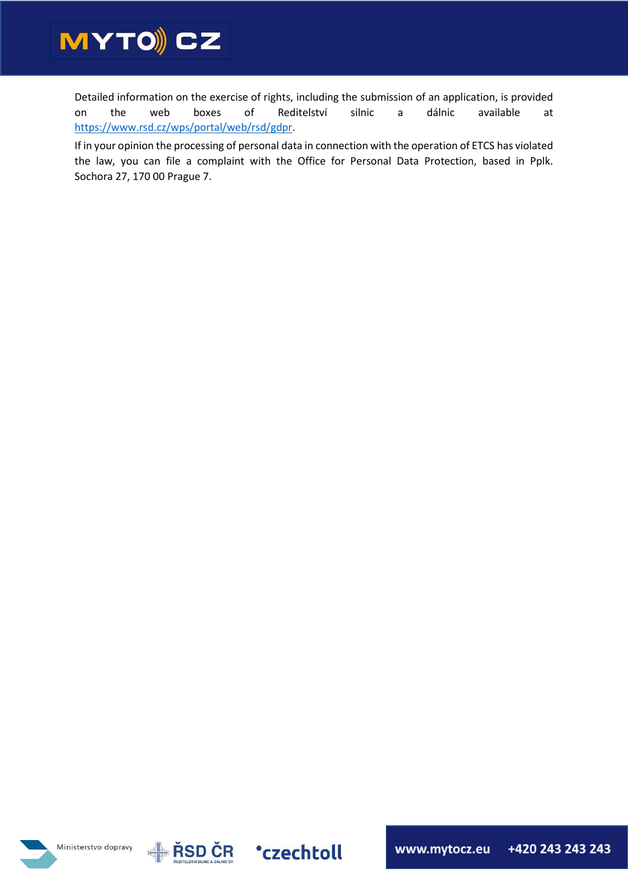Detailed information on the exercise of rights, including the submission of an application, is provided on the web boxes of Reditelství silnic a dálnic available at https://www.rsd.cz/wps/portal/web/rsd/gdpr.

If in your opinion the processing of personal data in connection with the operation of ETCS has violated the law, you can file a complaint with the Office for Personal Data Protection, based in Pplk. Sochora 27, 170 00 Prague 7.